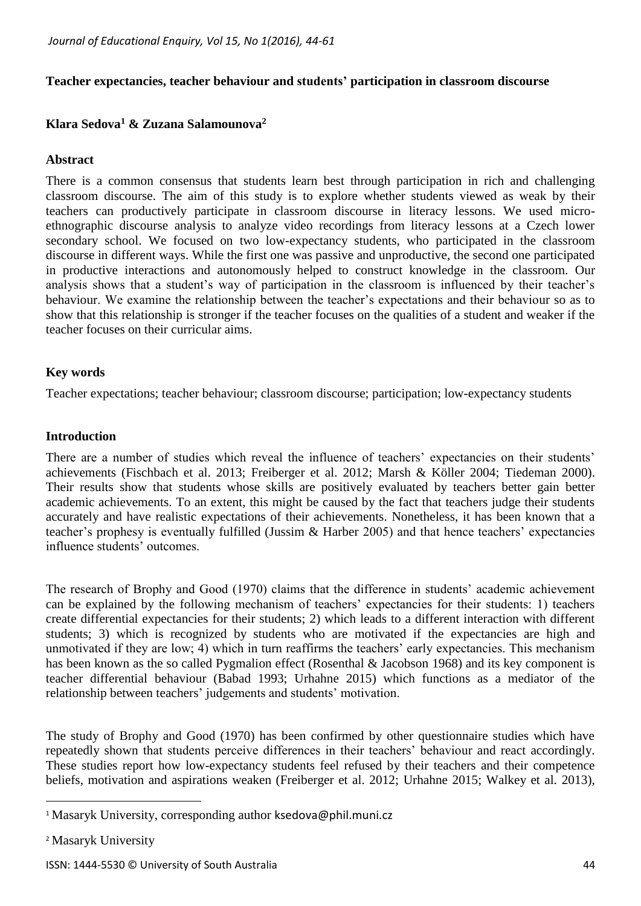**Teacher expectancies, teacher behaviour and students' participation in classroom discourse**

**Klara Sedova[1] & Zuzana Salamounova[2]**

**Abstract**

There is a common consensus that students learn best through participation in rich and challenging classroom discourse. The aim of this study is to explore whether students viewed as weak by their teachers can productively participate in classroom discourse in literacy lessons. We used micro-ethnographic discourse analysis to analyze video recordings from literacy lessons at a Czech lower secondary school. We focused on two low-expectancy students, who participated in the classroom discourse in different ways. While the first one was passive and unproductive, the second one participated in productive interactions and autonomously helped to construct knowledge in the classroom. Our analysis shows that a student's way of participation in the classroom is influenced by their teacher's behaviour. We examine the relationship between the teacher's expectations and their behaviour so as to show that this relationship is stronger if the teacher focuses on the qualities of a student and weaker if the teacher focuses on their curricular aims.

**Key words**

Teacher expectations; teacher behaviour; classroom discourse; participation; low-expectancy students

**Introduction**

There are a number of studies which reveal the influence of teachers' expectancies on their students' achievements (Fischbach et al. 2013; Freiberger et al. 2012; Marsh & Köller 2004; Tiedeman 2000). Their results show that students whose skills are positively evaluated by teachers better gain better academic achievements. To an extent, this might be caused by the fact that teachers judge their students accurately and have realistic expectations of their achievements. Nonetheless, it has been known that a teacher's prophesy is eventually fulfilled (Jussim & Harber 2005) and that hence teachers' expectancies influence students' outcomes.

The research of Brophy and Good (1970) claims that the difference in students' academic achievement can be explained by the following mechanism of teachers' expectancies for their students: 1) teachers create differential expectancies for their students; 2) which leads to a different interaction with different students; 3) which is recognized by students who are motivated if the expectancies are high and unmotivated if they are low; 4) which in turn reaffirms the teachers' early expectancies. This mechanism has been known as the so called Pygmalion effect (Rosenthal & Jacobson 1968) and its key component is teacher differential behaviour (Babad 1993; Urhahne 2015) which functions as a mediator of the relationship between teachers' judgements and students' motivation.

The study of Brophy and Good (1970) has been confirmed by other questionnaire studies which have repeatedly shown that students perceive differences in their teachers' behaviour and react accordingly. These studies report how low-expectancy students feel refused by their teachers and their competence beliefs, motivation and aspirations weaken (Freiberger et al. 2012; Urhahne 2015; Walkey et al. 2013),

[1] Masaryk University, corresponding author ksedova@phil.muni.cz

[2] Masaryk University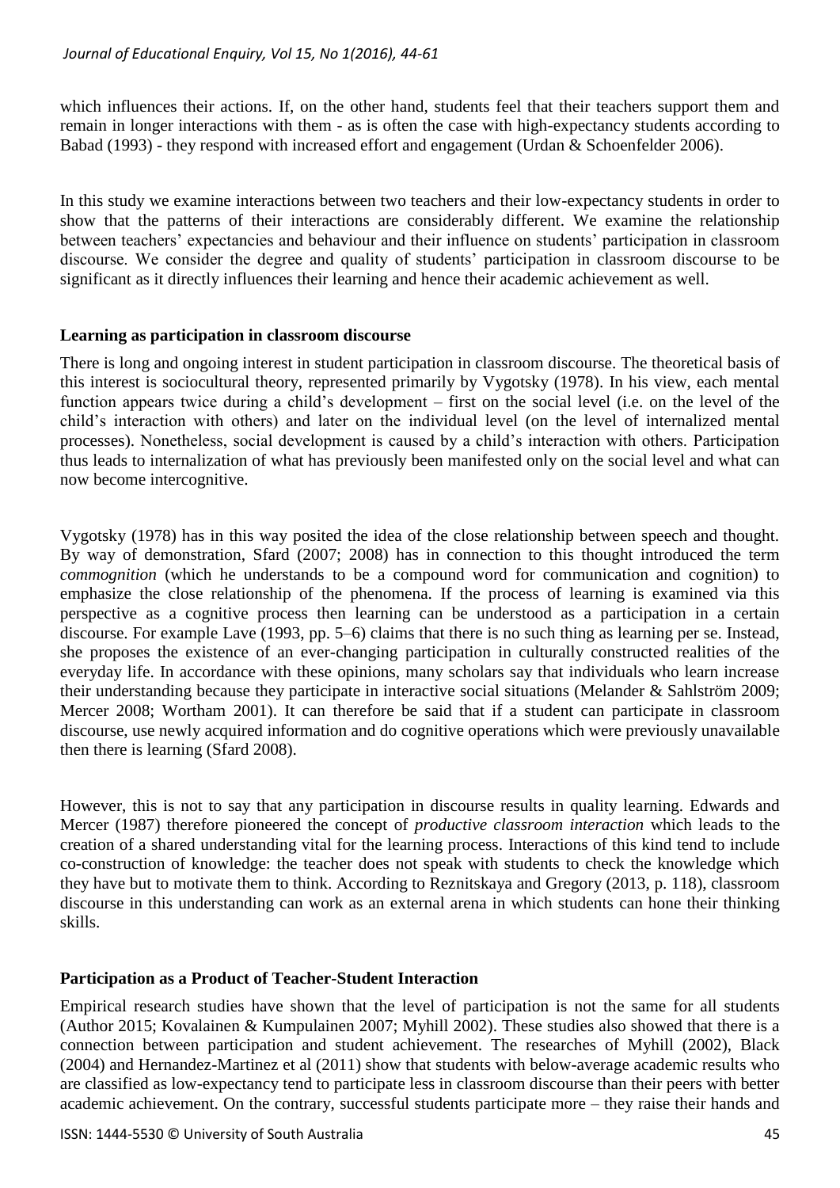which influences their actions. If, on the other hand, students feel that their teachers support them and remain in longer interactions with them - as is often the case with high-expectancy students according to Babad (1993) - they respond with increased effort and engagement (Urdan & Schoenfelder 2006).

In this study we examine interactions between two teachers and their low-expectancy students in order to show that the patterns of their interactions are considerably different. We examine the relationship between teachers' expectancies and behaviour and their influence on students' participation in classroom discourse. We consider the degree and quality of students' participation in classroom discourse to be significant as it directly influences their learning and hence their academic achievement as well.

### Learning as participation in classroom discourse

There is long and ongoing interest in student participation in classroom discourse. The theoretical basis of this interest is sociocultural theory, represented primarily by Vygotsky (1978). In his view, each mental function appears twice during a child's development – first on the social level (i.e. on the level of the child's interaction with others) and later on the individual level (on the level of internalized mental processes). Nonetheless, social development is caused by a child's interaction with others. Participation thus leads to internalization of what has previously been manifested only on the social level and what can now become intercognitive.

Vygotsky (1978) has in this way posited the idea of the close relationship between speech and thought. By way of demonstration, Sfard (2007; 2008) has in connection to this thought introduced the term *commognition* (which he understands to be a compound word for communication and cognition) to emphasize the close relationship of the phenomena. If the process of learning is examined via this perspective as a cognitive process then learning can be understood as a participation in a certain discourse. For example Lave (1993, pp. 5–6) claims that there is no such thing as learning per se. Instead, she proposes the existence of an ever-changing participation in culturally constructed realities of the everyday life. In accordance with these opinions, many scholars say that individuals who learn increase their understanding because they participate in interactive social situations (Melander & Sahlström 2009; Mercer 2008; Wortham 2001). It can therefore be said that if a student can participate in classroom discourse, use newly acquired information and do cognitive operations which were previously unavailable then there is learning (Sfard 2008).

However, this is not to say that any participation in discourse results in quality learning. Edwards and Mercer (1987) therefore pioneered the concept of *productive classroom interaction* which leads to the creation of a shared understanding vital for the learning process. Interactions of this kind tend to include co-construction of knowledge: the teacher does not speak with students to check the knowledge which they have but to motivate them to think. According to Reznitskaya and Gregory (2013, p. 118), classroom discourse in this understanding can work as an external arena in which students can hone their thinking skills.

### Participation as a Product of Teacher-Student Interaction

Empirical research studies have shown that the level of participation is not the same for all students (Author 2015; Kovalainen & Kumpulainen 2007; Myhill 2002). These studies also showed that there is a connection between participation and student achievement. The researches of Myhill (2002), Black (2004) and Hernandez-Martinez et al (2011) show that students with below-average academic results who are classified as low-expectancy tend to participate less in classroom discourse than their peers with better academic achievement. On the contrary, successful students participate more – they raise their hands and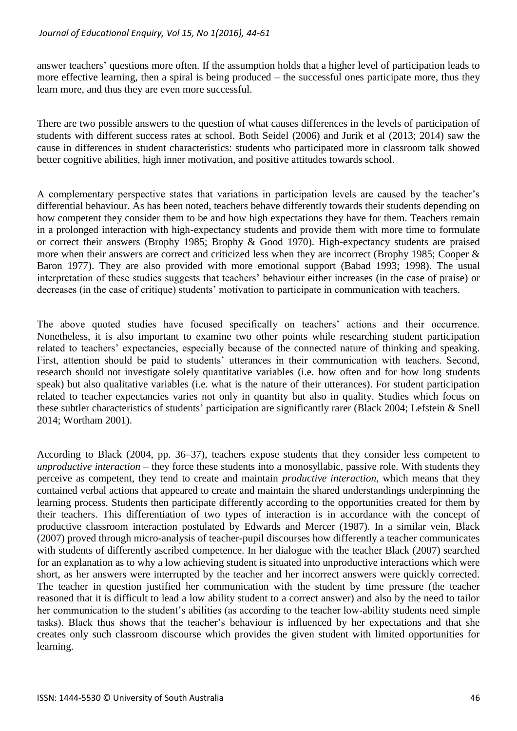answer teachers' questions more often. If the assumption holds that a higher level of participation leads to more effective learning, then a spiral is being produced – the successful ones participate more, thus they learn more, and thus they are even more successful.

There are two possible answers to the question of what causes differences in the levels of participation of students with different success rates at school. Both Seidel (2006) and Jurik et al (2013; 2014) saw the cause in differences in student characteristics: students who participated more in classroom talk showed better cognitive abilities, high inner motivation, and positive attitudes towards school.

A complementary perspective states that variations in participation levels are caused by the teacher's differential behaviour. As has been noted, teachers behave differently towards their students depending on how competent they consider them to be and how high expectations they have for them. Teachers remain in a prolonged interaction with high-expectancy students and provide them with more time to formulate or correct their answers (Brophy 1985; Brophy & Good 1970). High-expectancy students are praised more when their answers are correct and criticized less when they are incorrect (Brophy 1985; Cooper & Baron 1977). They are also provided with more emotional support (Babad 1993; 1998). The usual interpretation of these studies suggests that teachers' behaviour either increases (in the case of praise) or decreases (in the case of critique) students' motivation to participate in communication with teachers.

The above quoted studies have focused specifically on teachers' actions and their occurrence. Nonetheless, it is also important to examine two other points while researching student participation related to teachers' expectancies, especially because of the connected nature of thinking and speaking. First, attention should be paid to students' utterances in their communication with teachers. Second, research should not investigate solely quantitative variables (i.e. how often and for how long students speak) but also qualitative variables (i.e. what is the nature of their utterances). For student participation related to teacher expectancies varies not only in quantity but also in quality. Studies which focus on these subtler characteristics of students' participation are significantly rarer (Black 2004; Lefstein & Snell 2014; Wortham 2001).

According to Black (2004, pp. 36–37), teachers expose students that they consider less competent to *unproductive interaction* – they force these students into a monosyllabic, passive role. With students they perceive as competent, they tend to create and maintain *productive interaction,* which means that they contained verbal actions that appeared to create and maintain the shared understandings underpinning the learning process. Students then participate differently according to the opportunities created for them by their teachers. This differentiation of two types of interaction is in accordance with the concept of productive classroom interaction postulated by Edwards and Mercer (1987). In a similar vein, Black (2007) proved through micro-analysis of teacher-pupil discourses how differently a teacher communicates with students of differently ascribed competence. In her dialogue with the teacher Black (2007) searched for an explanation as to why a low achieving student is situated into unproductive interactions which were short, as her answers were interrupted by the teacher and her incorrect answers were quickly corrected. The teacher in question justified her communication with the student by time pressure (the teacher reasoned that it is difficult to lead a low ability student to a correct answer) and also by the need to tailor her communication to the student's abilities (as according to the teacher low-ability students need simple tasks). Black thus shows that the teacher's behaviour is influenced by her expectations and that she creates only such classroom discourse which provides the given student with limited opportunities for learning.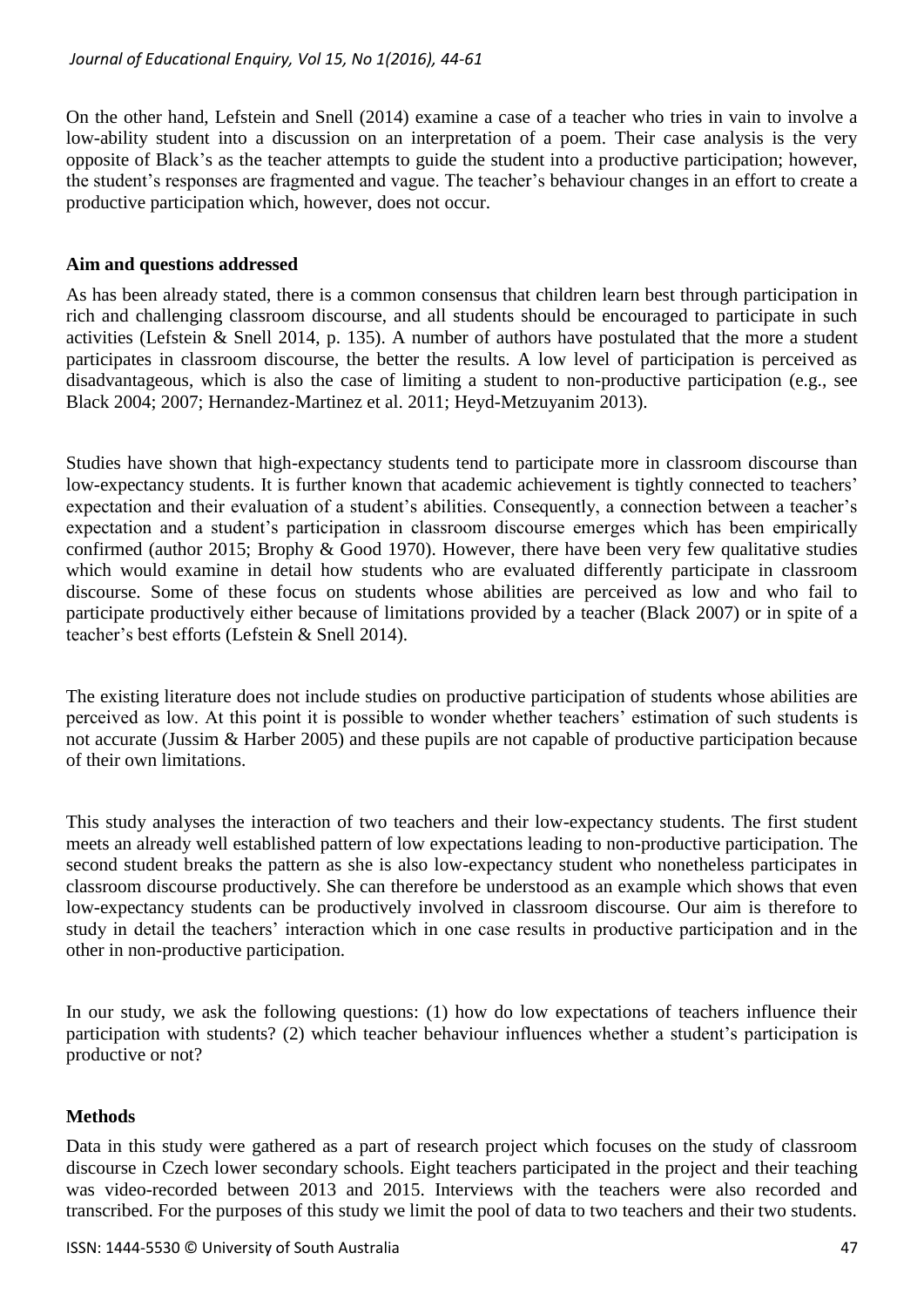On the other hand, Lefstein and Snell (2014) examine a case of a teacher who tries in vain to involve a low-ability student into a discussion on an interpretation of a poem. Their case analysis is the very opposite of Black's as the teacher attempts to guide the student into a productive participation; however, the student's responses are fragmented and vague. The teacher's behaviour changes in an effort to create a productive participation which, however, does not occur.

**Aim and questions addressed**

As has been already stated, there is a common consensus that children learn best through participation in rich and challenging classroom discourse, and all students should be encouraged to participate in such activities (Lefstein & Snell 2014, p. 135). A number of authors have postulated that the more a student participates in classroom discourse, the better the results. A low level of participation is perceived as disadvantageous, which is also the case of limiting a student to non-productive participation (e.g., see Black 2004; 2007; Hernandez-Martinez et al. 2011; Heyd-Metzuyanim 2013).

Studies have shown that high-expectancy students tend to participate more in classroom discourse than low-expectancy students. It is further known that academic achievement is tightly connected to teachers' expectation and their evaluation of a student's abilities. Consequently, a connection between a teacher's expectation and a student's participation in classroom discourse emerges which has been empirically confirmed (author 2015; Brophy & Good 1970). However, there have been very few qualitative studies which would examine in detail how students who are evaluated differently participate in classroom discourse. Some of these focus on students whose abilities are perceived as low and who fail to participate productively either because of limitations provided by a teacher (Black 2007) or in spite of a teacher's best efforts (Lefstein & Snell 2014).

The existing literature does not include studies on productive participation of students whose abilities are perceived as low. At this point it is possible to wonder whether teachers' estimation of such students is not accurate (Jussim & Harber 2005) and these pupils are not capable of productive participation because of their own limitations.

This study analyses the interaction of two teachers and their low-expectancy students. The first student meets an already well established pattern of low expectations leading to non-productive participation. The second student breaks the pattern as she is also low-expectancy student who nonetheless participates in classroom discourse productively. She can therefore be understood as an example which shows that even low-expectancy students can be productively involved in classroom discourse. Our aim is therefore to study in detail the teachers' interaction which in one case results in productive participation and in the other in non-productive participation.

In our study, we ask the following questions: (1) how do low expectations of teachers influence their participation with students? (2) which teacher behaviour influences whether a student's participation is productive or not?

**Methods**

Data in this study were gathered as a part of research project which focuses on the study of classroom discourse in Czech lower secondary schools. Eight teachers participated in the project and their teaching was video-recorded between 2013 and 2015. Interviews with the teachers were also recorded and transcribed. For the purposes of this study we limit the pool of data to two teachers and their two students.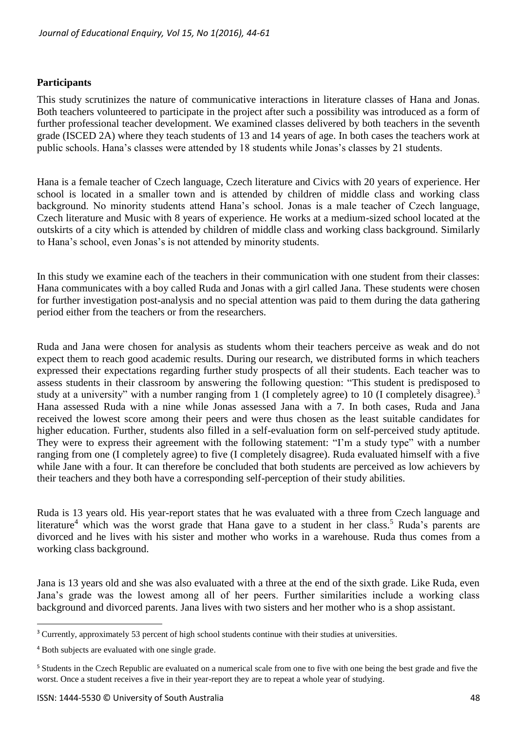## Participants

This study scrutinizes the nature of communicative interactions in literature classes of Hana and Jonas. Both teachers volunteered to participate in the project after such a possibility was introduced as a form of further professional teacher development. We examined classes delivered by both teachers in the seventh grade (ISCED 2A) where they teach students of 13 and 14 years of age. In both cases the teachers work at public schools. Hana's classes were attended by 18 students while Jonas's classes by 21 students.

Hana is a female teacher of Czech language, Czech literature and Civics with 20 years of experience. Her school is located in a smaller town and is attended by children of middle class and working class background. No minority students attend Hana's school. Jonas is a male teacher of Czech language, Czech literature and Music with 8 years of experience. He works at a medium-sized school located at the outskirts of a city which is attended by children of middle class and working class background. Similarly to Hana's school, even Jonas's is not attended by minority students.

In this study we examine each of the teachers in their communication with one student from their classes: Hana communicates with a boy called Ruda and Jonas with a girl called Jana. These students were chosen for further investigation post-analysis and no special attention was paid to them during the data gathering period either from the teachers or from the researchers.

Ruda and Jana were chosen for analysis as students whom their teachers perceive as weak and do not expect them to reach good academic results. During our research, we distributed forms in which teachers expressed their expectations regarding further study prospects of all their students. Each teacher was to assess students in their classroom by answering the following question: "This student is predisposed to study at a university" with a number ranging from 1 (I completely agree) to 10 (I completely disagree).[3] Hana assessed Ruda with a nine while Jonas assessed Jana with a 7. In both cases, Ruda and Jana received the lowest score among their peers and were thus chosen as the least suitable candidates for higher education. Further, students also filled in a self-evaluation form on self-perceived study aptitude. They were to express their agreement with the following statement: "I'm a study type" with a number ranging from one (I completely agree) to five (I completely disagree). Ruda evaluated himself with a five while Jane with a four. It can therefore be concluded that both students are perceived as low achievers by their teachers and they both have a corresponding self-perception of their study abilities.

Ruda is 13 years old. His year-report states that he was evaluated with a three from Czech language and literature[4] which was the worst grade that Hana gave to a student in her class.[5] Ruda's parents are divorced and he lives with his sister and mother who works in a warehouse. Ruda thus comes from a working class background.

Jana is 13 years old and she was also evaluated with a three at the end of the sixth grade. Like Ruda, even Jana's grade was the lowest among all of her peers. Further similarities include a working class background and divorced parents. Jana lives with two sisters and her mother who is a shop assistant.

---

[3] Currently, approximately 53 percent of high school students continue with their studies at universities.

[4] Both subjects are evaluated with one single grade.

[5] Students in the Czech Republic are evaluated on a numerical scale from one to five with one being the best grade and five the worst. Once a student receives a five in their year-report they are to repeat a whole year of studying.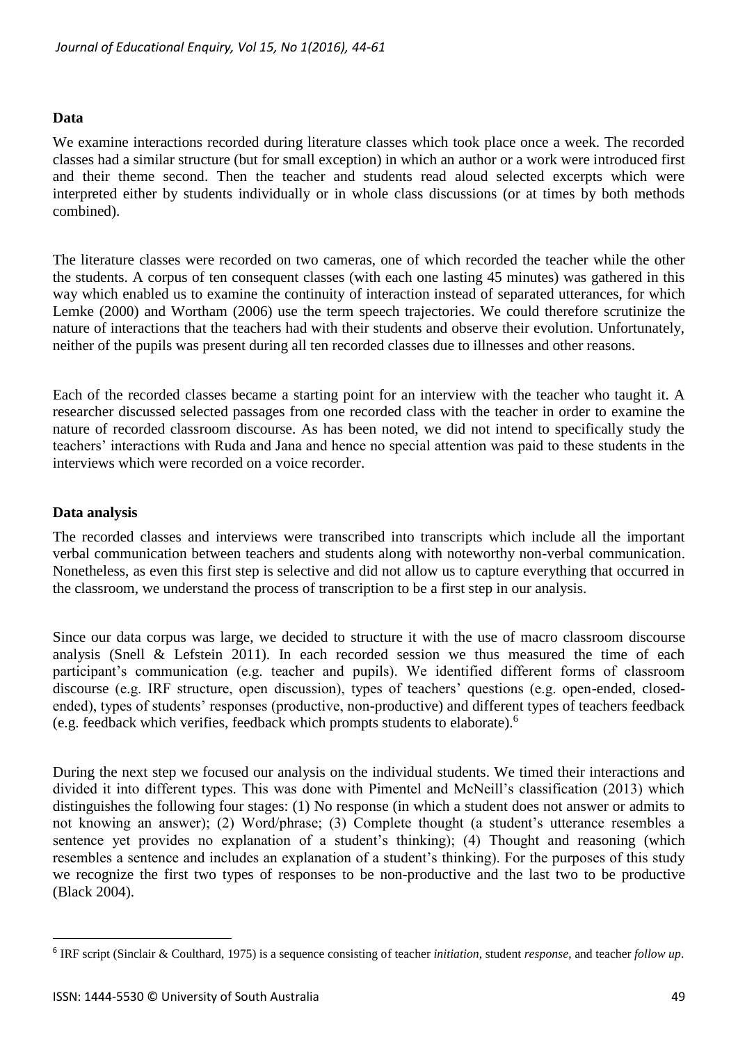## Data

We examine interactions recorded during literature classes which took place once a week. The recorded classes had a similar structure (but for small exception) in which an author or a work were introduced first and their theme second. Then the teacher and students read aloud selected excerpts which were interpreted either by students individually or in whole class discussions (or at times by both methods combined).

The literature classes were recorded on two cameras, one of which recorded the teacher while the other the students. A corpus of ten consequent classes (with each one lasting 45 minutes) was gathered in this way which enabled us to examine the continuity of interaction instead of separated utterances, for which Lemke (2000) and Wortham (2006) use the term speech trajectories. We could therefore scrutinize the nature of interactions that the teachers had with their students and observe their evolution. Unfortunately, neither of the pupils was present during all ten recorded classes due to illnesses and other reasons.

Each of the recorded classes became a starting point for an interview with the teacher who taught it. A researcher discussed selected passages from one recorded class with the teacher in order to examine the nature of recorded classroom discourse. As has been noted, we did not intend to specifically study the teachers' interactions with Ruda and Jana and hence no special attention was paid to these students in the interviews which were recorded on a voice recorder.

## Data analysis

The recorded classes and interviews were transcribed into transcripts which include all the important verbal communication between teachers and students along with noteworthy non-verbal communication. Nonetheless, as even this first step is selective and did not allow us to capture everything that occurred in the classroom, we understand the process of transcription to be a first step in our analysis.

Since our data corpus was large, we decided to structure it with the use of macro classroom discourse analysis (Snell & Lefstein 2011). In each recorded session we thus measured the time of each participant's communication (e.g. teacher and pupils). We identified different forms of classroom discourse (e.g. IRF structure, open discussion), types of teachers' questions (e.g. open-ended, closed-ended), types of students' responses (productive, non-productive) and different types of teachers feedback (e.g. feedback which verifies, feedback which prompts students to elaborate).[6]

During the next step we focused our analysis on the individual students. We timed their interactions and divided it into different types. This was done with Pimentel and McNeill's classification (2013) which distinguishes the following four stages: (1) No response (in which a student does not answer or admits to not knowing an answer); (2) Word/phrase; (3) Complete thought (a student's utterance resembles a sentence yet provides no explanation of a student's thinking); (4) Thought and reasoning (which resembles a sentence and includes an explanation of a student's thinking). For the purposes of this study we recognize the first two types of responses to be non-productive and the last two to be productive (Black 2004).

[6] IRF script (Sinclair & Coulthard, 1975) is a sequence consisting of teacher *initiation*, student *response*, and teacher *follow up*.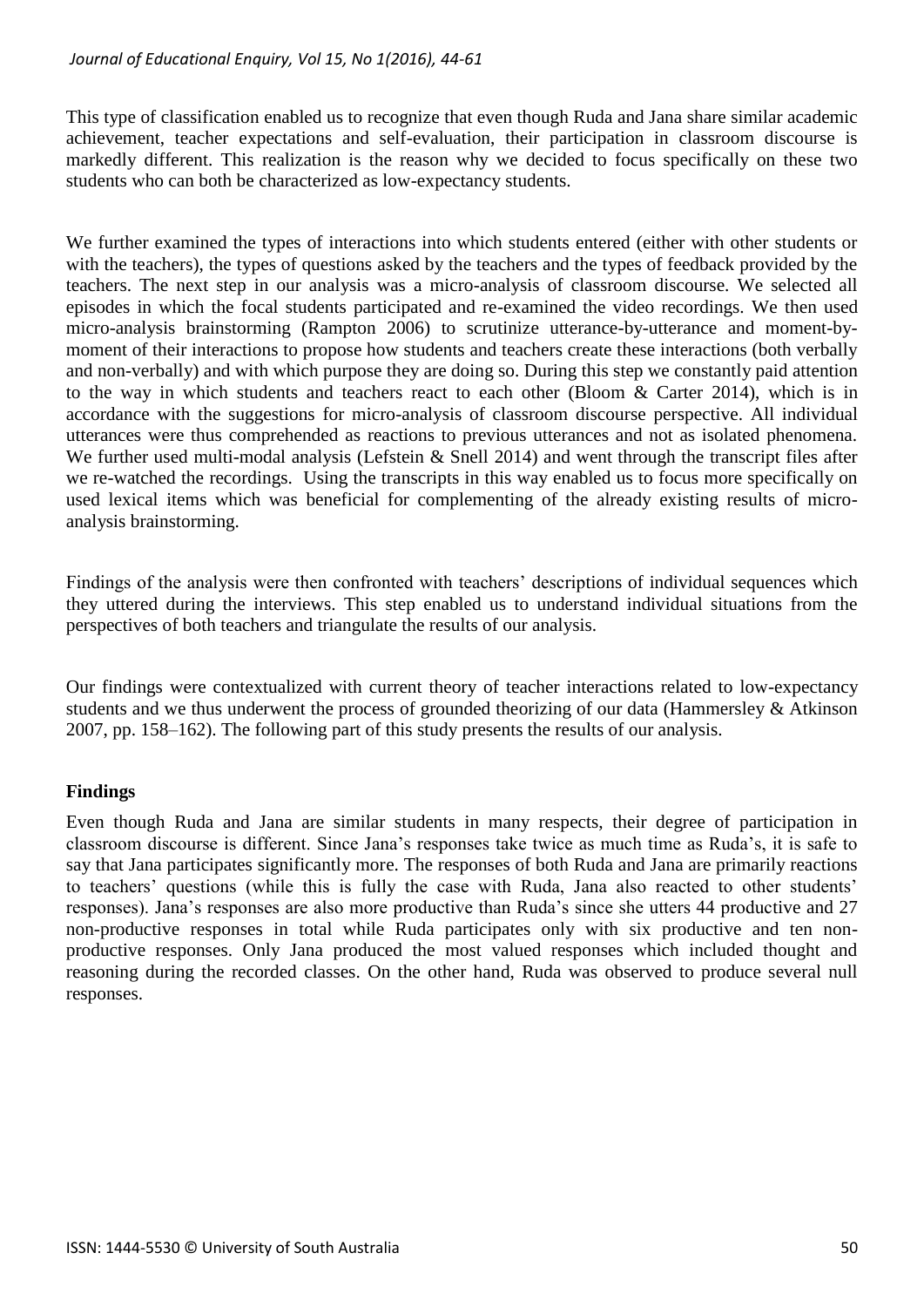This type of classification enabled us to recognize that even though Ruda and Jana share similar academic achievement, teacher expectations and self-evaluation, their participation in classroom discourse is markedly different. This realization is the reason why we decided to focus specifically on these two students who can both be characterized as low-expectancy students.

We further examined the types of interactions into which students entered (either with other students or with the teachers), the types of questions asked by the teachers and the types of feedback provided by the teachers. The next step in our analysis was a micro-analysis of classroom discourse. We selected all episodes in which the focal students participated and re-examined the video recordings. We then used micro-analysis brainstorming (Rampton 2006) to scrutinize utterance-by-utterance and moment-by-moment of their interactions to propose how students and teachers create these interactions (both verbally and non-verbally) and with which purpose they are doing so. During this step we constantly paid attention to the way in which students and teachers react to each other (Bloom & Carter 2014), which is in accordance with the suggestions for micro-analysis of classroom discourse perspective. All individual utterances were thus comprehended as reactions to previous utterances and not as isolated phenomena. We further used multi-modal analysis (Lefstein & Snell 2014) and went through the transcript files after we re-watched the recordings. Using the transcripts in this way enabled us to focus more specifically on used lexical items which was beneficial for complementing of the already existing results of micro-analysis brainstorming.

Findings of the analysis were then confronted with teachers' descriptions of individual sequences which they uttered during the interviews. This step enabled us to understand individual situations from the perspectives of both teachers and triangulate the results of our analysis.

Our findings were contextualized with current theory of teacher interactions related to low-expectancy students and we thus underwent the process of grounded theorizing of our data (Hammersley & Atkinson 2007, pp. 158–162). The following part of this study presents the results of our analysis.

## Findings

Even though Ruda and Jana are similar students in many respects, their degree of participation in classroom discourse is different. Since Jana's responses take twice as much time as Ruda's, it is safe to say that Jana participates significantly more. The responses of both Ruda and Jana are primarily reactions to teachers' questions (while this is fully the case with Ruda, Jana also reacted to other students' responses). Jana's responses are also more productive than Ruda's since she utters 44 productive and 27 non-productive responses in total while Ruda participates only with six productive and ten non-productive responses. Only Jana produced the most valued responses which included thought and reasoning during the recorded classes. On the other hand, Ruda was observed to produce several null responses.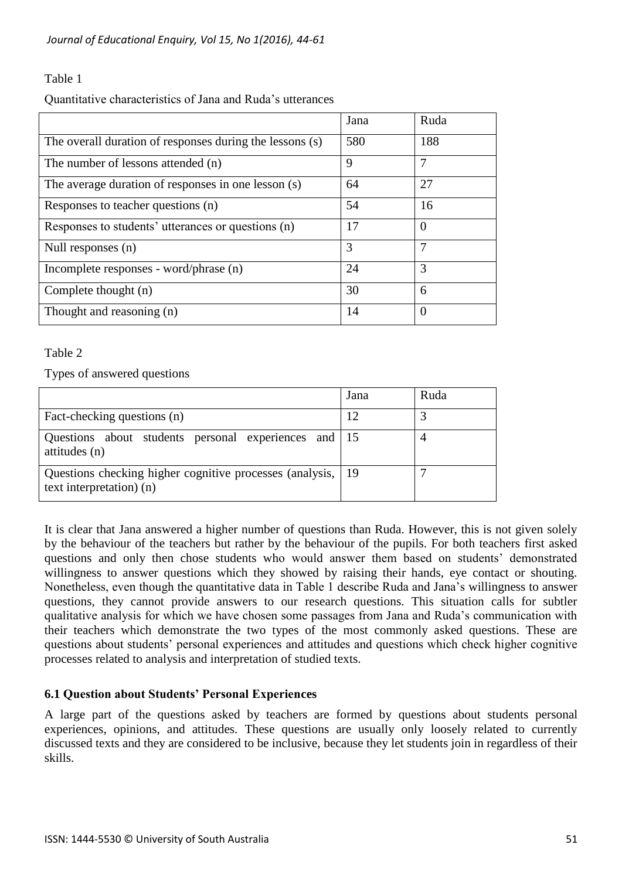Table 1

Quantitative characteristics of Jana and Ruda's utterances

| | Jana | Ruda |
|---|---|---|
| The overall duration of responses during the lessons (s) | 580 | 188 |
| The number of lessons attended (n) | 9 | 7 |
| The average duration of responses in one lesson (s) | 64 | 27 |
| Responses to teacher questions (n) | 54 | 16 |
| Responses to students' utterances or questions (n) | 17 | 0 |
| Null responses (n) | 3 | 7 |
| Incomplete responses - word/phrase (n) | 24 | 3 |
| Complete thought (n) | 30 | 6 |
| Thought and reasoning (n) | 14 | 0 |

Table 2

Types of answered questions

| | Jana | Ruda |
|---|---|---|
| Fact-checking questions (n) | 12 | 3 |
| Questions about students personal experiences and attitudes (n) | 15 | 4 |
| Questions checking higher cognitive processes (analysis, text interpretation) (n) | 19 | 7 |

It is clear that Jana answered a higher number of questions than Ruda. However, this is not given solely by the behaviour of the teachers but rather by the behaviour of the pupils. For both teachers first asked questions and only then chose students who would answer them based on students' demonstrated willingness to answer questions which they showed by raising their hands, eye contact or shouting. Nonetheless, even though the quantitative data in Table 1 describe Ruda and Jana's willingness to answer questions, they cannot provide answers to our research questions. This situation calls for subtler qualitative analysis for which we have chosen some passages from Jana and Ruda's communication with their teachers which demonstrate the two types of the most commonly asked questions. These are questions about students' personal experiences and attitudes and questions which check higher cognitive processes related to analysis and interpretation of studied texts.

### 6.1 Question about Students' Personal Experiences

A large part of the questions asked by teachers are formed by questions about students personal experiences, opinions, and attitudes. These questions are usually only loosely related to currently discussed texts and they are considered to be inclusive, because they let students join in regardless of their skills.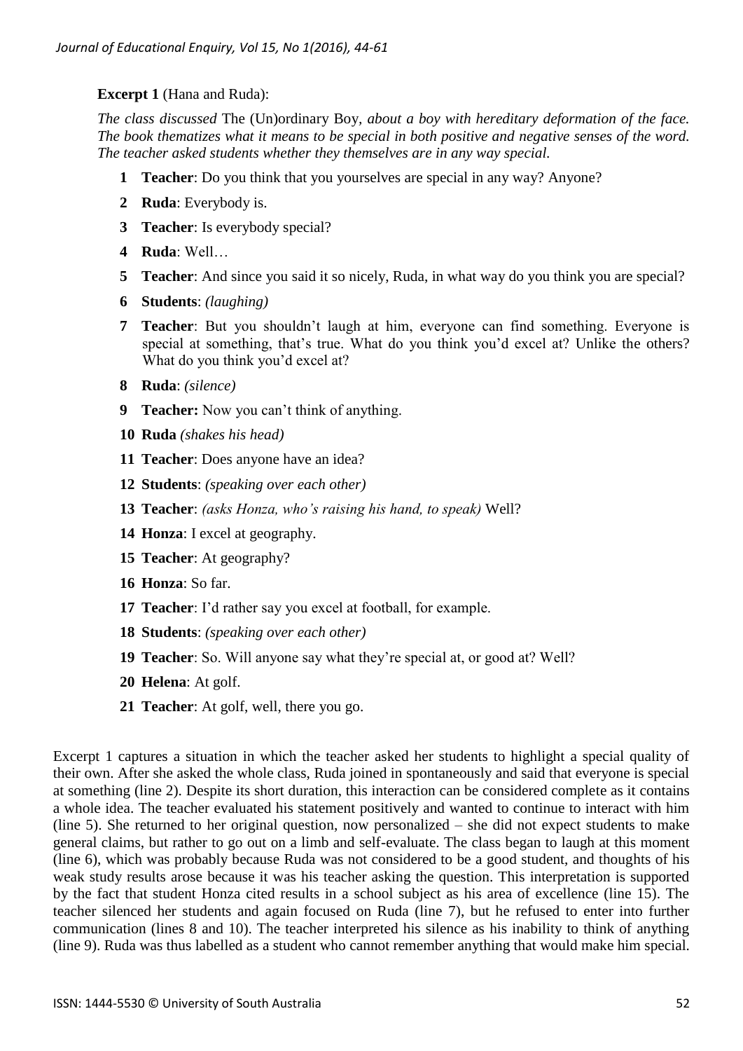**Excerpt 1** (Hana and Ruda):

*The class discussed* The (Un)ordinary Boy*, about a boy with hereditary deformation of the face. The book thematizes what it means to be special in both positive and negative senses of the word. The teacher asked students whether they themselves are in any way special.*

**1** **Teacher**: Do you think that you yourselves are special in any way? Anyone?

**2** **Ruda**: Everybody is.

**3** **Teacher**: Is everybody special?

**4** **Ruda**: Well…

**5** **Teacher**: And since you said it so nicely, Ruda, in what way do you think you are special?

**6** **Students**: *(laughing)*

**7** **Teacher**: But you shouldn't laugh at him, everyone can find something. Everyone is special at something, that's true. What do you think you'd excel at? Unlike the others? What do you think you'd excel at?

**8** **Ruda**: *(silence)*

**9** **Teacher:** Now you can't think of anything.

**10** **Ruda** *(shakes his head)*

**11** **Teacher**: Does anyone have an idea?

**12** **Students**: *(speaking over each other)*

**13** **Teacher**: *(asks Honza, who's raising his hand, to speak)* Well?

**14** **Honza**: I excel at geography.

**15** **Teacher**: At geography?

**16** **Honza**: So far.

**17** **Teacher**: I'd rather say you excel at football, for example.

**18** **Students**: *(speaking over each other)*

**19** **Teacher**: So. Will anyone say what they're special at, or good at? Well?

**20** **Helena**: At golf.

**21** **Teacher**: At golf, well, there you go.

Excerpt 1 captures a situation in which the teacher asked her students to highlight a special quality of their own. After she asked the whole class, Ruda joined in spontaneously and said that everyone is special at something (line 2). Despite its short duration, this interaction can be considered complete as it contains a whole idea. The teacher evaluated his statement positively and wanted to continue to interact with him (line 5). She returned to her original question, now personalized – she did not expect students to make general claims, but rather to go out on a limb and self-evaluate. The class began to laugh at this moment (line 6), which was probably because Ruda was not considered to be a good student, and thoughts of his weak study results arose because it was his teacher asking the question. This interpretation is supported by the fact that student Honza cited results in a school subject as his area of excellence (line 15). The teacher silenced her students and again focused on Ruda (line 7), but he refused to enter into further communication (lines 8 and 10). The teacher interpreted his silence as his inability to think of anything (line 9). Ruda was thus labelled as a student who cannot remember anything that would make him special.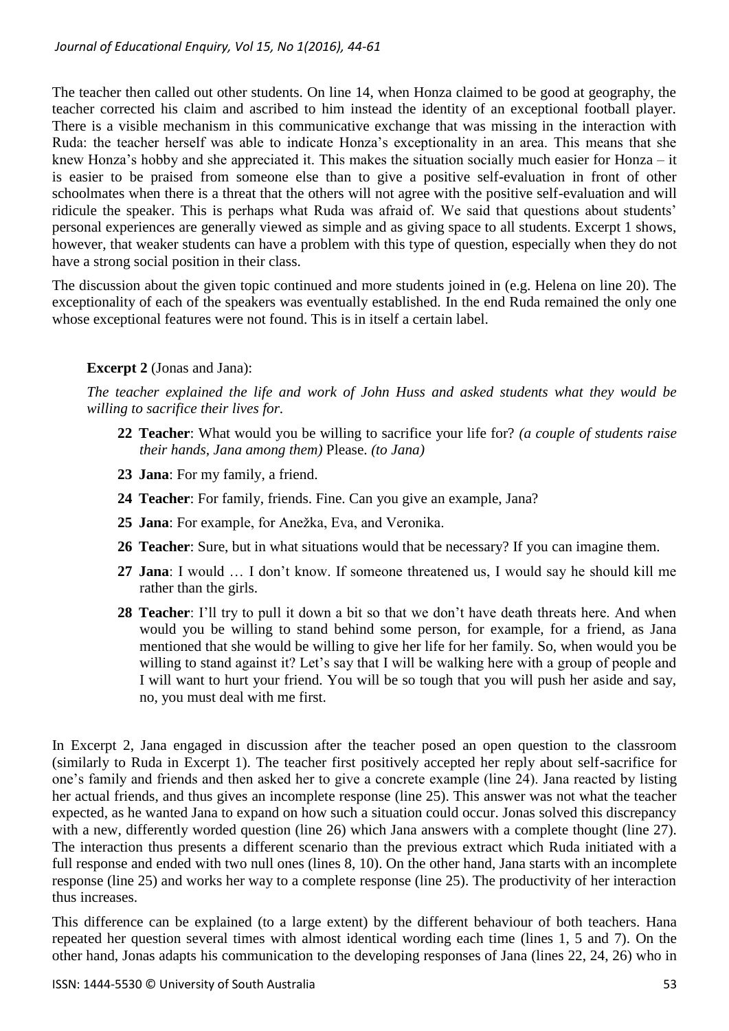The teacher then called out other students. On line 14, when Honza claimed to be good at geography, the teacher corrected his claim and ascribed to him instead the identity of an exceptional football player. There is a visible mechanism in this communicative exchange that was missing in the interaction with Ruda: the teacher herself was able to indicate Honza's exceptionality in an area. This means that she knew Honza's hobby and she appreciated it. This makes the situation socially much easier for Honza – it is easier to be praised from someone else than to give a positive self-evaluation in front of other schoolmates when there is a threat that the others will not agree with the positive self-evaluation and will ridicule the speaker. This is perhaps what Ruda was afraid of. We said that questions about students' personal experiences are generally viewed as simple and as giving space to all students. Excerpt 1 shows, however, that weaker students can have a problem with this type of question, especially when they do not have a strong social position in their class.

The discussion about the given topic continued and more students joined in (e.g. Helena on line 20). The exceptionality of each of the speakers was eventually established. In the end Ruda remained the only one whose exceptional features were not found. This is in itself a certain label.

**Excerpt 2** (Jonas and Jana):

*The teacher explained the life and work of John Huss and asked students what they would be willing to sacrifice their lives for.*

**22 Teacher**: What would you be willing to sacrifice your life for? *(a couple of students raise their hands, Jana among them)* Please. *(to Jana)*

**23 Jana**: For my family, a friend.

**24 Teacher**: For family, friends. Fine. Can you give an example, Jana?

**25 Jana**: For example, for Anežka, Eva, and Veronika.

**26 Teacher**: Sure, but in what situations would that be necessary? If you can imagine them.

**27 Jana**: I would … I don't know. If someone threatened us, I would say he should kill me rather than the girls.

**28 Teacher**: I'll try to pull it down a bit so that we don't have death threats here. And when would you be willing to stand behind some person, for example, for a friend, as Jana mentioned that she would be willing to give her life for her family. So, when would you be willing to stand against it? Let's say that I will be walking here with a group of people and I will want to hurt your friend. You will be so tough that you will push her aside and say, no, you must deal with me first.

In Excerpt 2, Jana engaged in discussion after the teacher posed an open question to the classroom (similarly to Ruda in Excerpt 1). The teacher first positively accepted her reply about self-sacrifice for one's family and friends and then asked her to give a concrete example (line 24). Jana reacted by listing her actual friends, and thus gives an incomplete response (line 25). This answer was not what the teacher expected, as he wanted Jana to expand on how such a situation could occur. Jonas solved this discrepancy with a new, differently worded question (line 26) which Jana answers with a complete thought (line 27). The interaction thus presents a different scenario than the previous extract which Ruda initiated with a full response and ended with two null ones (lines 8, 10). On the other hand, Jana starts with an incomplete response (line 25) and works her way to a complete response (line 25). The productivity of her interaction thus increases.

This difference can be explained (to a large extent) by the different behaviour of both teachers. Hana repeated her question several times with almost identical wording each time (lines 1, 5 and 7). On the other hand, Jonas adapts his communication to the developing responses of Jana (lines 22, 24, 26) who in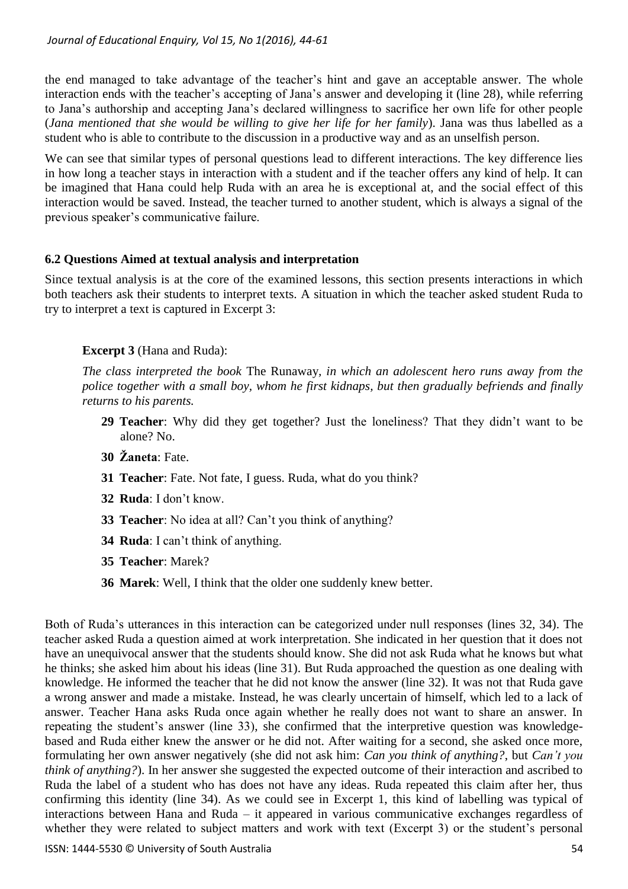the end managed to take advantage of the teacher's hint and gave an acceptable answer. The whole interaction ends with the teacher's accepting of Jana's answer and developing it (line 28), while referring to Jana's authorship and accepting Jana's declared willingness to sacrifice her own life for other people (*Jana mentioned that she would be willing to give her life for her family*). Jana was thus labelled as a student who is able to contribute to the discussion in a productive way and as an unselfish person.

We can see that similar types of personal questions lead to different interactions. The key difference lies in how long a teacher stays in interaction with a student and if the teacher offers any kind of help. It can be imagined that Hana could help Ruda with an area he is exceptional at, and the social effect of this interaction would be saved. Instead, the teacher turned to another student, which is always a signal of the previous speaker's communicative failure.

### 6.2 Questions Aimed at textual analysis and interpretation

Since textual analysis is at the core of the examined lessons, this section presents interactions in which both teachers ask their students to interpret texts. A situation in which the teacher asked student Ruda to try to interpret a text is captured in Excerpt 3:

**Excerpt 3** (Hana and Ruda):

*The class interpreted the book* The Runaway, *in which an adolescent hero runs away from the police together with a small boy, whom he first kidnaps, but then gradually befriends and finally returns to his parents.*

**29 Teacher**: Why did they get together? Just the loneliness? That they didn't want to be alone? No.

**30 Žaneta**: Fate.

**31 Teacher**: Fate. Not fate, I guess. Ruda, what do you think?

**32 Ruda**: I don't know.

**33 Teacher**: No idea at all? Can't you think of anything?

**34 Ruda**: I can't think of anything.

**35 Teacher**: Marek?

**36 Marek**: Well, I think that the older one suddenly knew better.

Both of Ruda's utterances in this interaction can be categorized under null responses (lines 32, 34). The teacher asked Ruda a question aimed at work interpretation. She indicated in her question that it does not have an unequivocal answer that the students should know. She did not ask Ruda what he knows but what he thinks; she asked him about his ideas (line 31). But Ruda approached the question as one dealing with knowledge. He informed the teacher that he did not know the answer (line 32). It was not that Ruda gave a wrong answer and made a mistake. Instead, he was clearly uncertain of himself, which led to a lack of answer. Teacher Hana asks Ruda once again whether he really does not want to share an answer. In repeating the student's answer (line 33), she confirmed that the interpretive question was knowledge-based and Ruda either knew the answer or he did not. After waiting for a second, she asked once more, formulating her own answer negatively (she did not ask him: *Can you think of anything?*, but *Can't you think of anything?*). In her answer she suggested the expected outcome of their interaction and ascribed to Ruda the label of a student who has does not have any ideas. Ruda repeated this claim after her, thus confirming this identity (line 34). As we could see in Excerpt 1, this kind of labelling was typical of interactions between Hana and Ruda – it appeared in various communicative exchanges regardless of whether they were related to subject matters and work with text (Excerpt 3) or the student's personal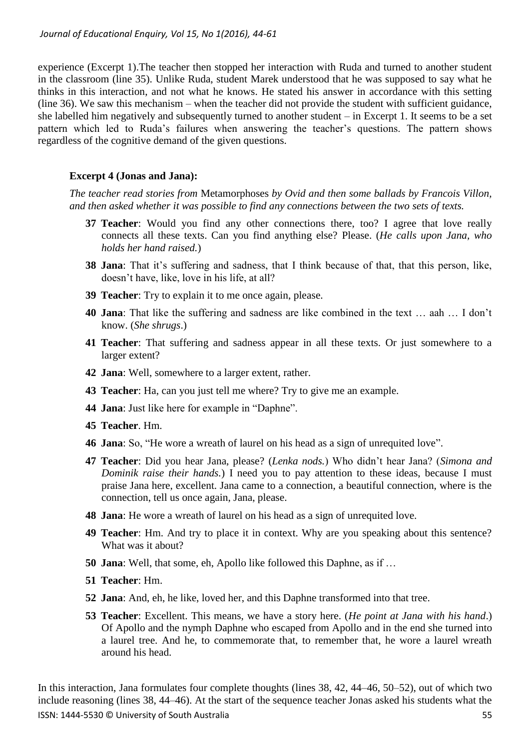experience (Excerpt 1).The teacher then stopped her interaction with Ruda and turned to another student in the classroom (line 35). Unlike Ruda, student Marek understood that he was supposed to say what he thinks in this interaction, and not what he knows. He stated his answer in accordance with this setting (line 36). We saw this mechanism – when the teacher did not provide the student with sufficient guidance, she labelled him negatively and subsequently turned to another student – in Excerpt 1. It seems to be a set pattern which led to Ruda's failures when answering the teacher's questions. The pattern shows regardless of the cognitive demand of the given questions.

**Excerpt 4 (Jonas and Jana):**

*The teacher read stories from* Metamorphoses *by Ovid and then some ballads by Francois Villon, and then asked whether it was possible to find any connections between the two sets of texts.*

**37 Teacher**: Would you find any other connections there, too? I agree that love really connects all these texts. Can you find anything else? Please. (*He calls upon Jana, who holds her hand raised.*)

**38 Jana**: That it's suffering and sadness, that I think because of that, that this person, like, doesn't have, like, love in his life, at all?

**39 Teacher**: Try to explain it to me once again, please.

**40 Jana**: That like the suffering and sadness are like combined in the text … aah … I don't know. (*She shrugs*.)

**41 Teacher**: That suffering and sadness appear in all these texts. Or just somewhere to a larger extent?

**42 Jana**: Well, somewhere to a larger extent, rather.

**43 Teacher**: Ha, can you just tell me where? Try to give me an example.

**44 Jana**: Just like here for example in "Daphne".

**45 Teacher**. Hm.

**46 Jana**: So, "He wore a wreath of laurel on his head as a sign of unrequited love".

**47 Teacher**: Did you hear Jana, please? (*Lenka nods.*) Who didn't hear Jana? (*Simona and Dominik raise their hands.*) I need you to pay attention to these ideas, because I must praise Jana here, excellent. Jana came to a connection, a beautiful connection, where is the connection, tell us once again, Jana, please.

**48 Jana**: He wore a wreath of laurel on his head as a sign of unrequited love.

**49 Teacher**: Hm. And try to place it in context. Why are you speaking about this sentence? What was it about?

**50 Jana**: Well, that some, eh, Apollo like followed this Daphne, as if …

**51 Teacher**: Hm.

**52 Jana**: And, eh, he like, loved her, and this Daphne transformed into that tree.

**53 Teacher**: Excellent. This means, we have a story here. (*He point at Jana with his hand*.) Of Apollo and the nymph Daphne who escaped from Apollo and in the end she turned into a laurel tree. And he, to commemorate that, to remember that, he wore a laurel wreath around his head.

In this interaction, Jana formulates four complete thoughts (lines 38, 42, 44–46, 50–52), out of which two include reasoning (lines 38, 44–46). At the start of the sequence teacher Jonas asked his students what the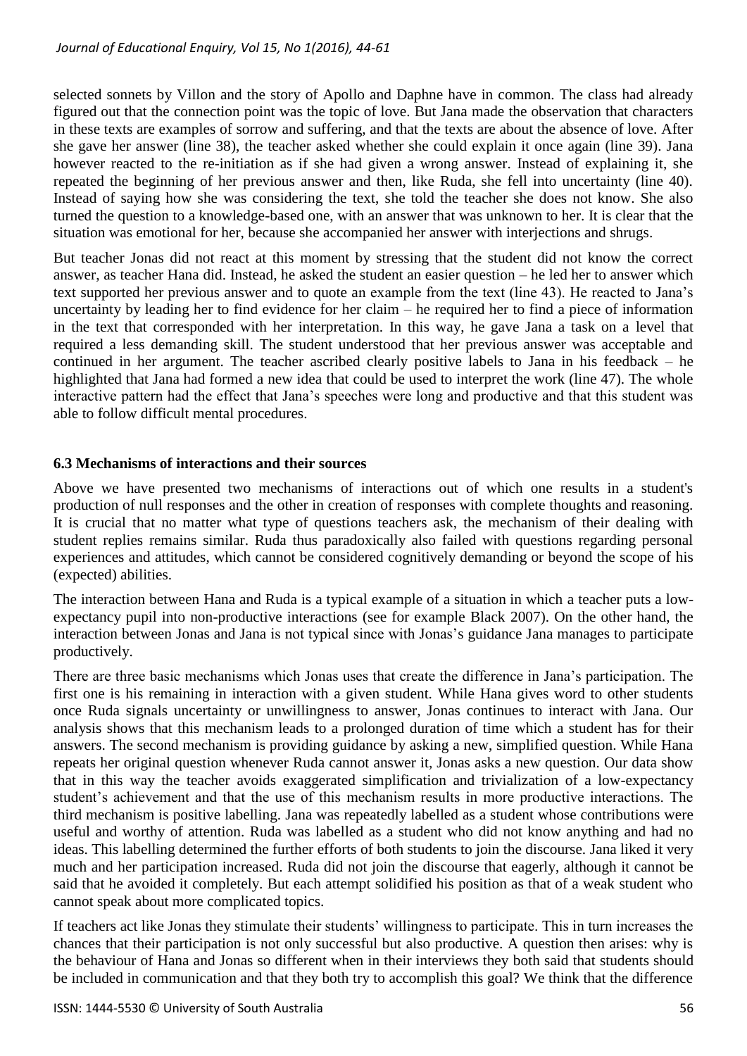selected sonnets by Villon and the story of Apollo and Daphne have in common. The class had already figured out that the connection point was the topic of love. But Jana made the observation that characters in these texts are examples of sorrow and suffering, and that the texts are about the absence of love. After she gave her answer (line 38), the teacher asked whether she could explain it once again (line 39). Jana however reacted to the re-initiation as if she had given a wrong answer. Instead of explaining it, she repeated the beginning of her previous answer and then, like Ruda, she fell into uncertainty (line 40). Instead of saying how she was considering the text, she told the teacher she does not know. She also turned the question to a knowledge-based one, with an answer that was unknown to her. It is clear that the situation was emotional for her, because she accompanied her answer with interjections and shrugs.

But teacher Jonas did not react at this moment by stressing that the student did not know the correct answer, as teacher Hana did. Instead, he asked the student an easier question – he led her to answer which text supported her previous answer and to quote an example from the text (line 43). He reacted to Jana's uncertainty by leading her to find evidence for her claim – he required her to find a piece of information in the text that corresponded with her interpretation. In this way, he gave Jana a task on a level that required a less demanding skill. The student understood that her previous answer was acceptable and continued in her argument. The teacher ascribed clearly positive labels to Jana in his feedback – he highlighted that Jana had formed a new idea that could be used to interpret the work (line 47). The whole interactive pattern had the effect that Jana's speeches were long and productive and that this student was able to follow difficult mental procedures.

### 6.3 Mechanisms of interactions and their sources

Above we have presented two mechanisms of interactions out of which one results in a student's production of null responses and the other in creation of responses with complete thoughts and reasoning. It is crucial that no matter what type of questions teachers ask, the mechanism of their dealing with student replies remains similar. Ruda thus paradoxically also failed with questions regarding personal experiences and attitudes, which cannot be considered cognitively demanding or beyond the scope of his (expected) abilities.

The interaction between Hana and Ruda is a typical example of a situation in which a teacher puts a low-expectancy pupil into non-productive interactions (see for example Black 2007). On the other hand, the interaction between Jonas and Jana is not typical since with Jonas's guidance Jana manages to participate productively.

There are three basic mechanisms which Jonas uses that create the difference in Jana's participation. The first one is his remaining in interaction with a given student. While Hana gives word to other students once Ruda signals uncertainty or unwillingness to answer, Jonas continues to interact with Jana. Our analysis shows that this mechanism leads to a prolonged duration of time which a student has for their answers. The second mechanism is providing guidance by asking a new, simplified question. While Hana repeats her original question whenever Ruda cannot answer it, Jonas asks a new question. Our data show that in this way the teacher avoids exaggerated simplification and trivialization of a low-expectancy student's achievement and that the use of this mechanism results in more productive interactions. The third mechanism is positive labelling. Jana was repeatedly labelled as a student whose contributions were useful and worthy of attention. Ruda was labelled as a student who did not know anything and had no ideas. This labelling determined the further efforts of both students to join the discourse. Jana liked it very much and her participation increased. Ruda did not join the discourse that eagerly, although it cannot be said that he avoided it completely. But each attempt solidified his position as that of a weak student who cannot speak about more complicated topics.

If teachers act like Jonas they stimulate their students' willingness to participate. This in turn increases the chances that their participation is not only successful but also productive. A question then arises: why is the behaviour of Hana and Jonas so different when in their interviews they both said that students should be included in communication and that they both try to accomplish this goal? We think that the difference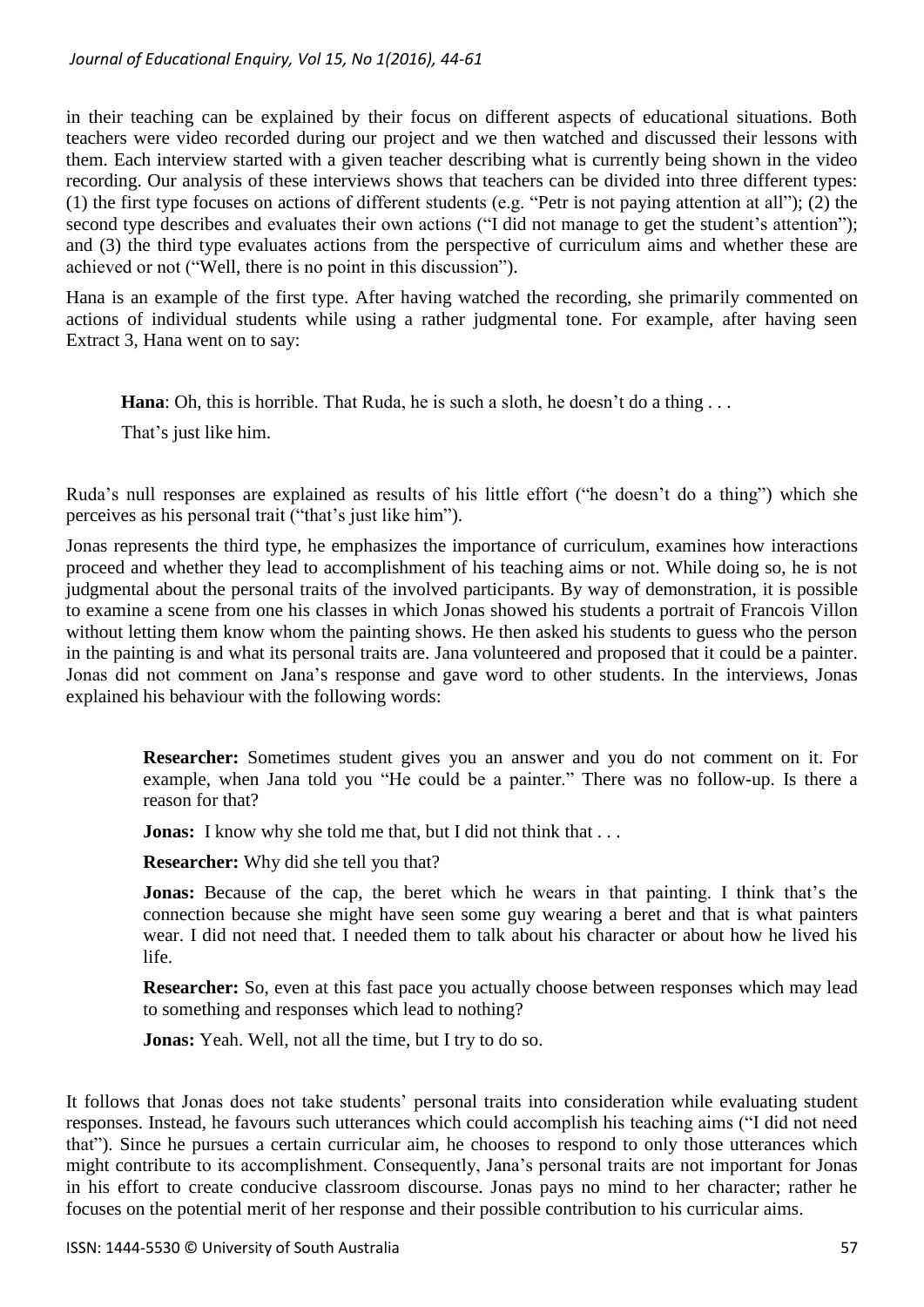in their teaching can be explained by their focus on different aspects of educational situations. Both teachers were video recorded during our project and we then watched and discussed their lessons with them. Each interview started with a given teacher describing what is currently being shown in the video recording. Our analysis of these interviews shows that teachers can be divided into three different types: (1) the first type focuses on actions of different students (e.g. "Petr is not paying attention at all"); (2) the second type describes and evaluates their own actions ("I did not manage to get the student's attention"); and (3) the third type evaluates actions from the perspective of curriculum aims and whether these are achieved or not ("Well, there is no point in this discussion").

Hana is an example of the first type. After having watched the recording, she primarily commented on actions of individual students while using a rather judgmental tone. For example, after having seen Extract 3, Hana went on to say:

> **Hana**: Oh, this is horrible. That Ruda, he is such a sloth, he doesn't do a thing . . .
>
> That's just like him.

Ruda's null responses are explained as results of his little effort ("he doesn't do a thing") which she perceives as his personal trait ("that's just like him").

Jonas represents the third type, he emphasizes the importance of curriculum, examines how interactions proceed and whether they lead to accomplishment of his teaching aims or not. While doing so, he is not judgmental about the personal traits of the involved participants. By way of demonstration, it is possible to examine a scene from one his classes in which Jonas showed his students a portrait of Francois Villon without letting them know whom the painting shows. He then asked his students to guess who the person in the painting is and what its personal traits are. Jana volunteered and proposed that it could be a painter. Jonas did not comment on Jana's response and gave word to other students. In the interviews, Jonas explained his behaviour with the following words:

> **Researcher:** Sometimes student gives you an answer and you do not comment on it. For example, when Jana told you "He could be a painter." There was no follow-up. Is there a reason for that?
>
> **Jonas:** I know why she told me that, but I did not think that . . .
>
> **Researcher:** Why did she tell you that?
>
> **Jonas:** Because of the cap, the beret which he wears in that painting. I think that's the connection because she might have seen some guy wearing a beret and that is what painters wear. I did not need that. I needed them to talk about his character or about how he lived his life.
>
> **Researcher:** So, even at this fast pace you actually choose between responses which may lead to something and responses which lead to nothing?
>
> **Jonas:** Yeah. Well, not all the time, but I try to do so.

It follows that Jonas does not take students' personal traits into consideration while evaluating student responses. Instead, he favours such utterances which could accomplish his teaching aims ("I did not need that"). Since he pursues a certain curricular aim, he chooses to respond to only those utterances which might contribute to its accomplishment. Consequently, Jana's personal traits are not important for Jonas in his effort to create conducive classroom discourse. Jonas pays no mind to her character; rather he focuses on the potential merit of her response and their possible contribution to his curricular aims.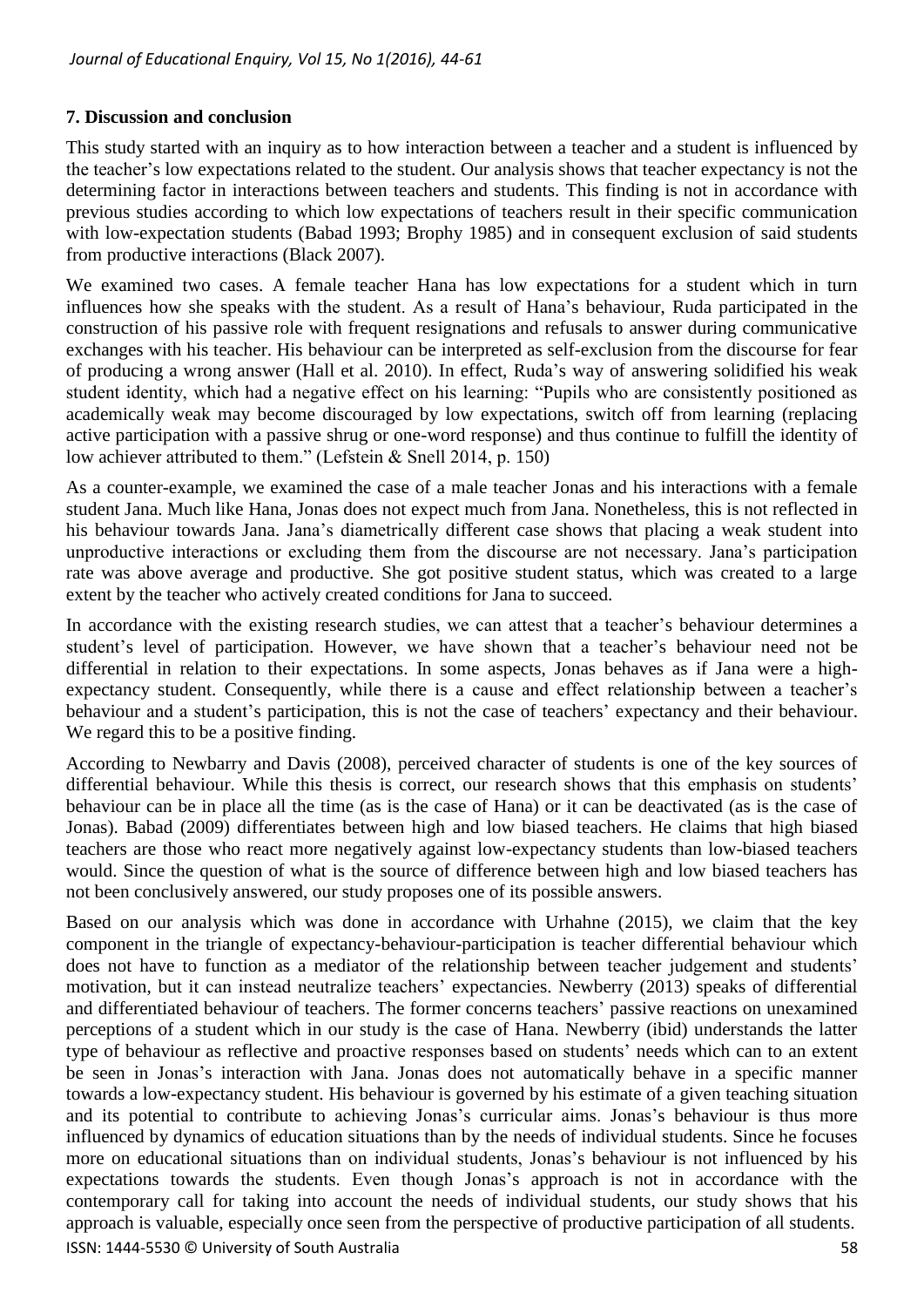## 7. Discussion and conclusion

This study started with an inquiry as to how interaction between a teacher and a student is influenced by the teacher's low expectations related to the student. Our analysis shows that teacher expectancy is not the determining factor in interactions between teachers and students. This finding is not in accordance with previous studies according to which low expectations of teachers result in their specific communication with low-expectation students (Babad 1993; Brophy 1985) and in consequent exclusion of said students from productive interactions (Black 2007).

We examined two cases. A female teacher Hana has low expectations for a student which in turn influences how she speaks with the student. As a result of Hana's behaviour, Ruda participated in the construction of his passive role with frequent resignations and refusals to answer during communicative exchanges with his teacher. His behaviour can be interpreted as self-exclusion from the discourse for fear of producing a wrong answer (Hall et al. 2010). In effect, Ruda's way of answering solidified his weak student identity, which had a negative effect on his learning: "Pupils who are consistently positioned as academically weak may become discouraged by low expectations, switch off from learning (replacing active participation with a passive shrug or one-word response) and thus continue to fulfill the identity of low achiever attributed to them." (Lefstein & Snell 2014, p. 150)

As a counter-example, we examined the case of a male teacher Jonas and his interactions with a female student Jana. Much like Hana, Jonas does not expect much from Jana. Nonetheless, this is not reflected in his behaviour towards Jana. Jana's diametrically different case shows that placing a weak student into unproductive interactions or excluding them from the discourse are not necessary. Jana's participation rate was above average and productive. She got positive student status, which was created to a large extent by the teacher who actively created conditions for Jana to succeed.

In accordance with the existing research studies, we can attest that a teacher's behaviour determines a student's level of participation. However, we have shown that a teacher's behaviour need not be differential in relation to their expectations. In some aspects, Jonas behaves as if Jana were a high-expectancy student. Consequently, while there is a cause and effect relationship between a teacher's behaviour and a student's participation, this is not the case of teachers' expectancy and their behaviour. We regard this to be a positive finding.

According to Newbarry and Davis (2008), perceived character of students is one of the key sources of differential behaviour. While this thesis is correct, our research shows that this emphasis on students' behaviour can be in place all the time (as is the case of Hana) or it can be deactivated (as is the case of Jonas). Babad (2009) differentiates between high and low biased teachers. He claims that high biased teachers are those who react more negatively against low-expectancy students than low-biased teachers would. Since the question of what is the source of difference between high and low biased teachers has not been conclusively answered, our study proposes one of its possible answers.

Based on our analysis which was done in accordance with Urhahne (2015), we claim that the key component in the triangle of expectancy-behaviour-participation is teacher differential behaviour which does not have to function as a mediator of the relationship between teacher judgement and students' motivation, but it can instead neutralize teachers' expectancies. Newberry (2013) speaks of differential and differentiated behaviour of teachers. The former concerns teachers' passive reactions on unexamined perceptions of a student which in our study is the case of Hana. Newberry (ibid) understands the latter type of behaviour as reflective and proactive responses based on students' needs which can to an extent be seen in Jonas's interaction with Jana. Jonas does not automatically behave in a specific manner towards a low-expectancy student. His behaviour is governed by his estimate of a given teaching situation and its potential to contribute to achieving Jonas's curricular aims. Jonas's behaviour is thus more influenced by dynamics of education situations than by the needs of individual students. Since he focuses more on educational situations than on individual students, Jonas's behaviour is not influenced by his expectations towards the students. Even though Jonas's approach is not in accordance with the contemporary call for taking into account the needs of individual students, our study shows that his approach is valuable, especially once seen from the perspective of productive participation of all students.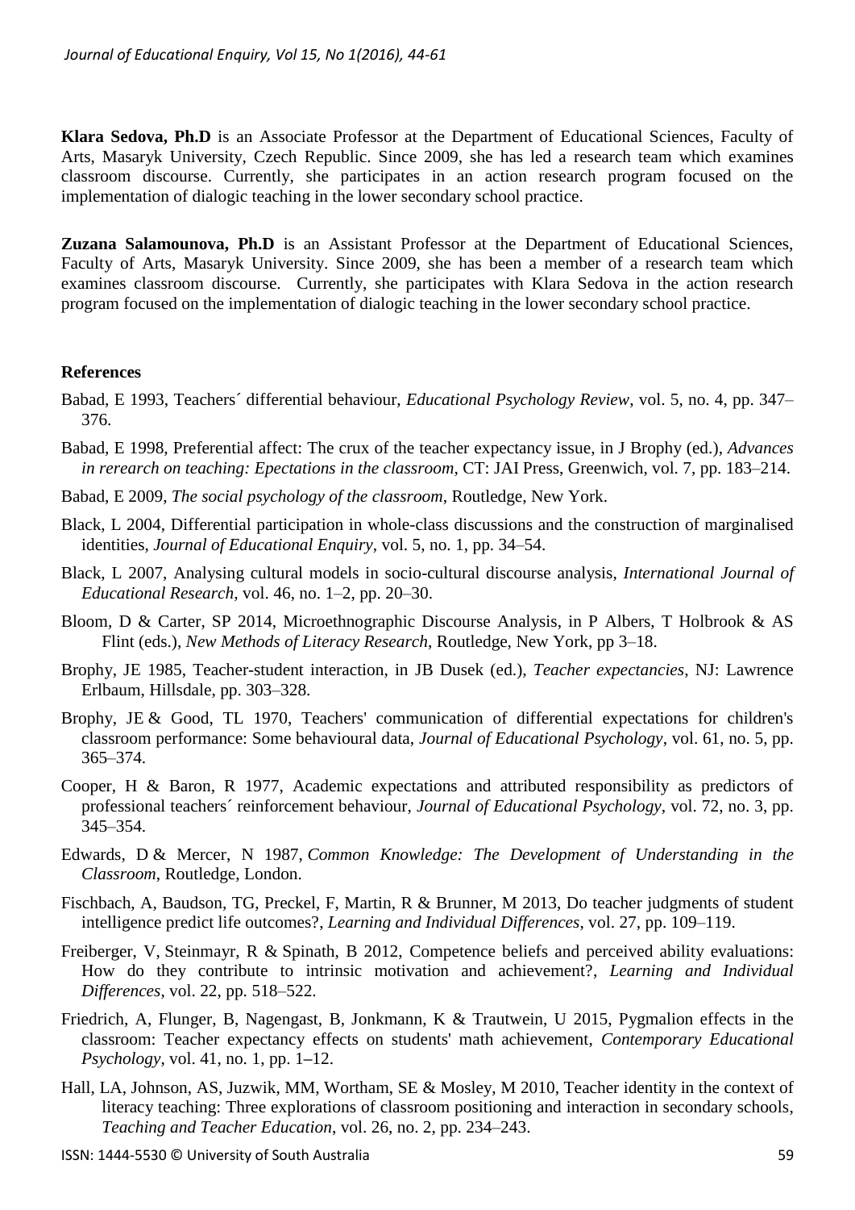**Klara Sedova, Ph.D** is an Associate Professor at the Department of Educational Sciences, Faculty of Arts, Masaryk University, Czech Republic. Since 2009, she has led a research team which examines classroom discourse. Currently, she participates in an action research program focused on the implementation of dialogic teaching in the lower secondary school practice.

**Zuzana Salamounova, Ph.D** is an Assistant Professor at the Department of Educational Sciences, Faculty of Arts, Masaryk University. Since 2009, she has been a member of a research team which examines classroom discourse. Currently, she participates with Klara Sedova in the action research program focused on the implementation of dialogic teaching in the lower secondary school practice.

**References**

Babad, E 1993, Teachers´ differential behaviour, *Educational Psychology Review*, vol. 5, no. 4, pp. 347–376.

Babad, E 1998, Preferential affect: The crux of the teacher expectancy issue, in J Brophy (ed.), *Advances in rerearch on teaching: Epectations in the classroom*, CT: JAI Press, Greenwich, vol. 7, pp. 183–214.

Babad, E 2009, *The social psychology of the classroom*, Routledge, New York.

Black, L 2004, Differential participation in whole-class discussions and the construction of marginalised identities, *Journal of Educational Enquiry*, vol. 5, no. 1, pp. 34–54.

Black, L 2007, Analysing cultural models in socio-cultural discourse analysis, *International Journal of Educational Research*, vol. 46, no. 1–2, pp. 20–30.

Bloom, D & Carter, SP 2014, Microethnographic Discourse Analysis, in P Albers, T Holbrook & AS Flint (eds.), *New Methods of Literacy Research*, Routledge, New York, pp 3–18.

Brophy, JE 1985, Teacher-student interaction, in JB Dusek (ed.), *Teacher expectancies*, NJ: Lawrence Erlbaum, Hillsdale, pp. 303–328.

Brophy, JE & Good, TL 1970, Teachers' communication of differential expectations for children's classroom performance: Some behavioural data, *Journal of Educational Psychology*, vol. 61, no. 5, pp. 365–374.

Cooper, H & Baron, R 1977, Academic expectations and attributed responsibility as predictors of professional teachers´ reinforcement behaviour, *Journal of Educational Psychology*, vol. 72, no. 3, pp. 345–354.

Edwards, D & Mercer, N 1987, *Common Knowledge: The Development of Understanding in the Classroom*, Routledge, London.

Fischbach, A, Baudson, TG, Preckel, F, Martin, R & Brunner, M 2013, Do teacher judgments of student intelligence predict life outcomes?, *Learning and Individual Differences*, vol. 27, pp. 109–119.

Freiberger, V, Steinmayr, R & Spinath, B 2012, Competence beliefs and perceived ability evaluations: How do they contribute to intrinsic motivation and achievement?, *Learning and Individual Differences*, vol. 22, pp. 518–522.

Friedrich, A, Flunger, B, Nagengast, B, Jonkmann, K & Trautwein, U 2015, Pygmalion effects in the classroom: Teacher expectancy effects on students' math achievement, *Contemporary Educational Psychology*, vol. 41, no. 1, pp. 1–12.

Hall, LA, Johnson, AS, Juzwik, MM, Wortham, SE & Mosley, M 2010, Teacher identity in the context of literacy teaching: Three explorations of classroom positioning and interaction in secondary schools, *Teaching and Teacher Education*, vol. 26, no. 2, pp. 234–243.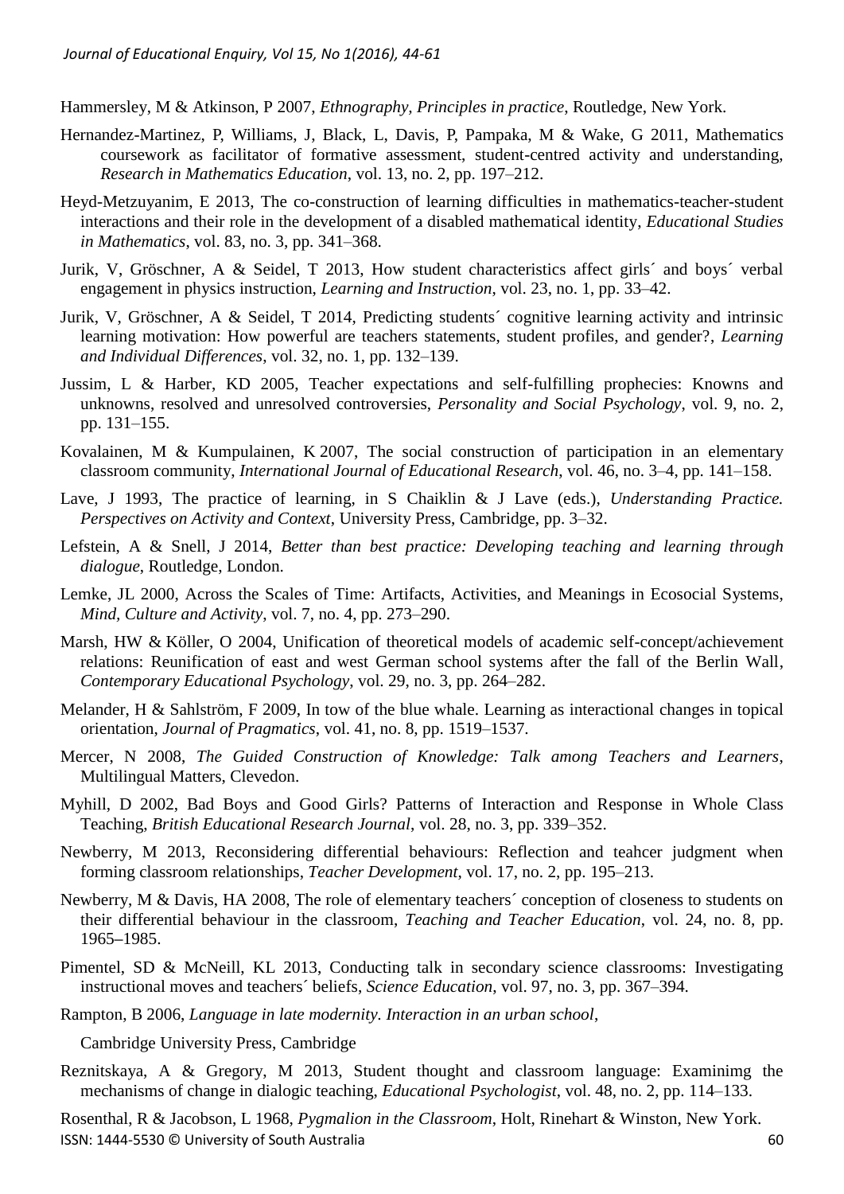Hammersley, M & Atkinson, P 2007, *Ethnography, Principles in practice*, Routledge, New York.

Hernandez-Martinez, P, Williams, J, Black, L, Davis, P, Pampaka, M & Wake, G 2011, Mathematics coursework as facilitator of formative assessment, student-centred activity and understanding, *Research in Mathematics Education*, vol. 13, no. 2, pp. 197–212.

Heyd-Metzuyanim, E 2013, The co-construction of learning difficulties in mathematics-teacher-student interactions and their role in the development of a disabled mathematical identity, *Educational Studies in Mathematics*, vol. 83, no. 3, pp. 341–368.

Jurik, V, Gröschner, A & Seidel, T 2013, How student characteristics affect girls´ and boys´ verbal engagement in physics instruction, *Learning and Instruction*, vol. 23, no. 1, pp. 33–42.

Jurik, V, Gröschner, A & Seidel, T 2014, Predicting students´ cognitive learning activity and intrinsic learning motivation: How powerful are teachers statements, student profiles, and gender?, *Learning and Individual Differences*, vol. 32, no. 1, pp. 132–139.

Jussim, L & Harber, KD 2005, Teacher expectations and self-fulfilling prophecies: Knowns and unknowns, resolved and unresolved controversies, *Personality and Social Psychology*, vol. 9, no. 2, pp. 131–155.

Kovalainen, M & Kumpulainen, K 2007, The social construction of participation in an elementary classroom community, *International Journal of Educational Research*, vol. 46, no. 3–4, pp. 141–158.

Lave, J 1993, The practice of learning, in S Chaiklin & J Lave (eds.), *Understanding Practice. Perspectives on Activity and Context*, University Press, Cambridge, pp. 3–32.

Lefstein, A & Snell, J 2014, *Better than best practice: Developing teaching and learning through dialogue*, Routledge, London.

Lemke, JL 2000, Across the Scales of Time: Artifacts, Activities, and Meanings in Ecosocial Systems, *Mind, Culture and Activity*, vol. 7, no. 4, pp. 273–290.

Marsh, HW & Köller, O 2004, Unification of theoretical models of academic self-concept/achievement relations: Reunification of east and west German school systems after the fall of the Berlin Wall, *Contemporary Educational Psychology*, vol. 29, no. 3, pp. 264–282.

Melander, H & Sahlström, F 2009, In tow of the blue whale. Learning as interactional changes in topical orientation, *Journal of Pragmatics*, vol. 41, no. 8, pp. 1519–1537.

Mercer, N 2008, *The Guided Construction of Knowledge: Talk among Teachers and Learners*, Multilingual Matters, Clevedon.

Myhill, D 2002, Bad Boys and Good Girls? Patterns of Interaction and Response in Whole Class Teaching, *British Educational Research Journal*, vol. 28, no. 3, pp. 339–352.

Newberry, M 2013, Reconsidering differential behaviours: Reflection and teahcer judgment when forming classroom relationships, *Teacher Development*, vol. 17, no. 2, pp. 195–213.

Newberry, M & Davis, HA 2008, The role of elementary teachers´ conception of closeness to students on their differential behaviour in the classroom, *Teaching and Teacher Education*, vol. 24, no. 8, pp. 1965–1985.

Pimentel, SD & McNeill, KL 2013, Conducting talk in secondary science classrooms: Investigating instructional moves and teachers´ beliefs, *Science Education*, vol. 97, no. 3, pp. 367–394.

Rampton, B 2006, *Language in late modernity. Interaction in an urban school*,

Cambridge University Press, Cambridge

Reznitskaya, A & Gregory, M 2013, Student thought and classroom language: Examinimg the mechanisms of change in dialogic teaching, *Educational Psychologist*, vol. 48, no. 2, pp. 114–133.

Rosenthal, R & Jacobson, L 1968, *Pygmalion in the Classroom*, Holt, Rinehart & Winston, New York.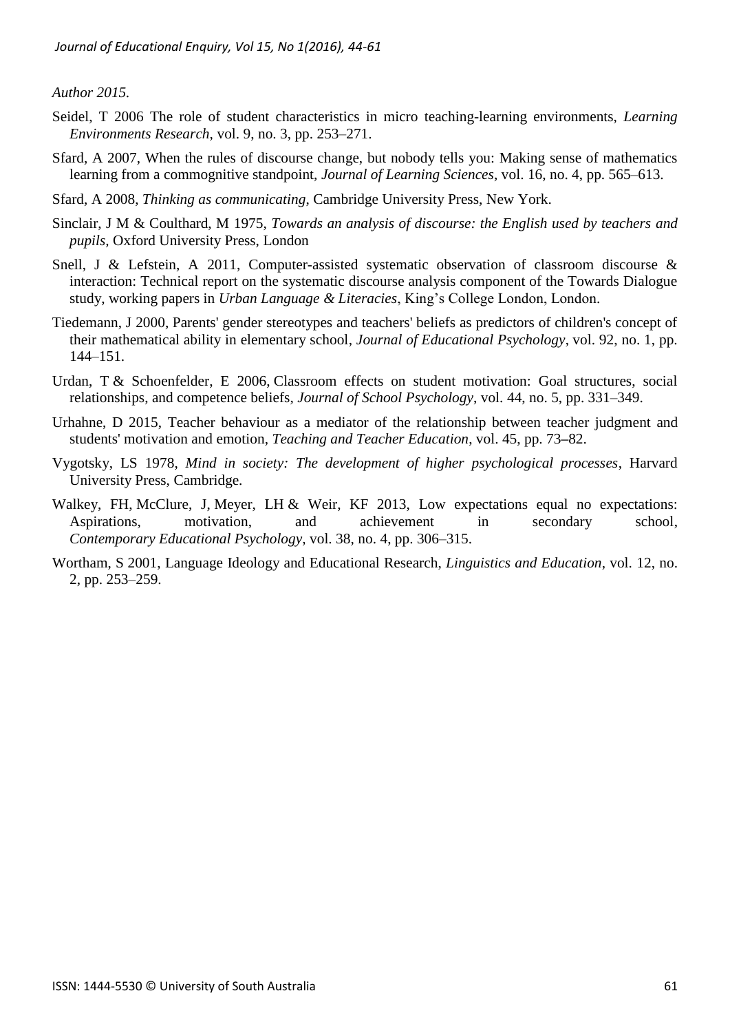*Author 2015.*

Seidel, T 2006 The role of student characteristics in micro teaching-learning environments, *Learning Environments Research*, vol. 9, no. 3, pp. 253–271.

Sfard, A 2007, When the rules of discourse change, but nobody tells you: Making sense of mathematics learning from a commognitive standpoint, *Journal of Learning Sciences*, vol. 16, no. 4, pp. 565–613.

Sfard, A 2008, *Thinking as communicating*, Cambridge University Press, New York.

Sinclair, J M & Coulthard, M 1975, *Towards an analysis of discourse: the English used by teachers and pupils,* Oxford University Press, London

Snell, J & Lefstein, A 2011, Computer-assisted systematic observation of classroom discourse & interaction: Technical report on the systematic discourse analysis component of the Towards Dialogue study, working papers in *Urban Language & Literacies*, King's College London, London.

Tiedemann, J 2000, Parents' gender stereotypes and teachers' beliefs as predictors of children's concept of their mathematical ability in elementary school, *Journal of Educational Psychology*, vol. 92, no. 1, pp. 144–151.

Urdan, T & Schoenfelder, E 2006, Classroom effects on student motivation: Goal structures, social relationships, and competence beliefs, *Journal of School Psychology*, vol. 44, no. 5, pp. 331–349.

Urhahne, D 2015, Teacher behaviour as a mediator of the relationship between teacher judgment and students' motivation and emotion, *Teaching and Teacher Education*, vol. 45, pp. 73–82.

Vygotsky, LS 1978, *Mind in society: The development of higher psychological processes*, Harvard University Press, Cambridge.

Walkey, FH, McClure, J, Meyer, LH & Weir, KF 2013, Low expectations equal no expectations: Aspirations, motivation, and achievement in secondary school, *Contemporary Educational Psychology*, vol. 38, no. 4, pp. 306–315.

Wortham, S 2001, Language Ideology and Educational Research, *Linguistics and Education*, vol. 12, no. 2, pp. 253–259.